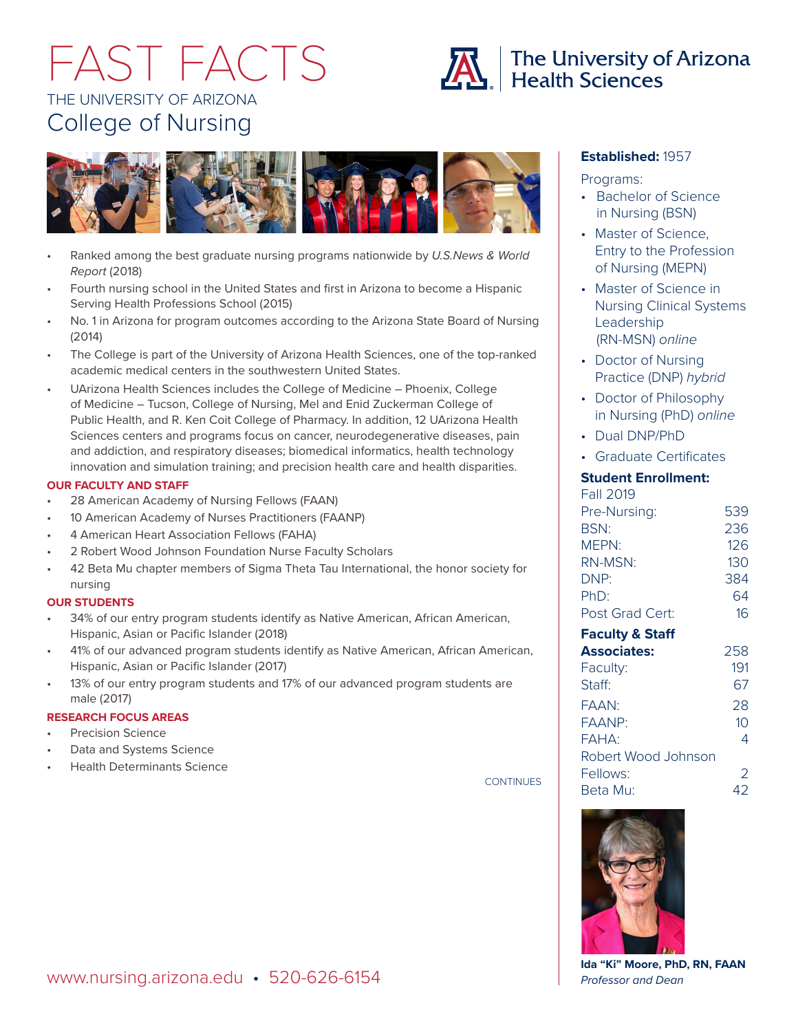# FAST FACTS

THE UNIVERSITY OF ARIZONA

## College of Nursing

The University of Arizona Health Sciences

- Ranked among the best graduate nursing programs nationwide by *U.S.News & World Report* (2018)
- Fourth nursing school in the United States and first in Arizona to become a Hispanic Serving Health Professions School (2015)
- No. 1 in Arizona for program outcomes according to the Arizona State Board of Nursing (2014)
- The College is part of the University of Arizona Health Sciences, one of the top-ranked academic medical centers in the southwestern United States.
- UArizona Health Sciences includes the College of Medicine – Phoenix, College of Medicine – Tucson, College of Nursing, Mel and Enid Zuckerman College of Public Health, and R. Ken Coit College of Pharmacy. In addition, 12 UArizona Health Sciences centers and programs focus on cancer, neurodegenerative diseases, pain and addiction, and respiratory diseases; biomedical informatics, health technology innovation and simulation training; and precision health care and health disparities.

### OUR FACULTY AND STAFF

- 28 American Academy of Nursing Fellows (FAAN)
- 10 American Academy of Nurses Practitioners (FAANP)
- 4 American Heart Association Fellows (FAHA)
- 2 Robert Wood Johnson Foundation Nurse Faculty Scholars
- 42 Beta Mu chapter members of Sigma Theta Tau International, the honor society for nursing

### OUR STUDENTS

- 34% of our entry program students identify as Native American, African American, Hispanic, Asian or Pacific Islander (2018)
- 41% of our advanced program students identify as Native American, African American, Hispanic, Asian or Pacific Islander (2017)
- 13% of our entry program students and 17% of our advanced program students are male (2017)

### RESEARCH FOCUS AREAS

- Precision Science
- Data and Systems Science
- Health Determinants Science

CONTINUES

**Established:** 1957

Programs:

- Bachelor of Science in Nursing (BSN)
- Master of Science, Entry to the Profession of Nursing (MEPN)
- Master of Science in Nursing Clinical Systems Leadership (RN-MSN) *online*
- Doctor of Nursing Practice (DNP) *hybrid*
- Doctor of Philosophy in Nursing (PhD) *online*
- Dual DNP/PhD
- Graduate Certificates

**Student Enrollment:**

Fall 2019

| | |
|---|---|
| Pre-Nursing: | 539 |
| BSN: | 236 |
| MEPN: | 126 |
| RN-MSN: | 130 |
| DNP: | 384 |
| PhD: | 64 |
| Post Grad Cert: | 16 |

| | |
|---|---|
| **Faculty & Staff Associates:** | 258 |
| Faculty: | 191 |
| Staff: | 67 |
| FAAN: | 28 |
| FAANP: | 10 |
| FAHA: | 4 |
| Robert Wood Johnson Fellows: | 2 |
| Beta Mu: | 42 |

**Ida "Ki" Moore, PhD, RN, FAAN**
*Professor and Dean*

www.nursing.arizona.edu • 520-626-6154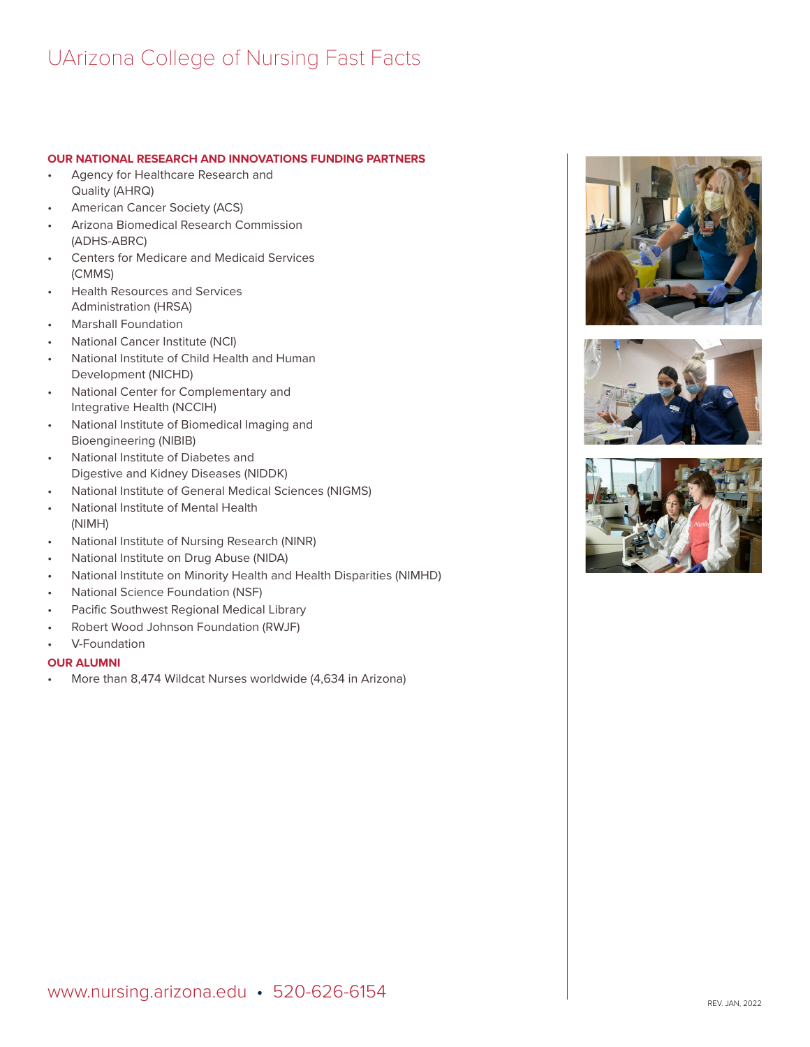# UArizona College of Nursing Fast Facts

### OUR NATIONAL RESEARCH AND INNOVATIONS FUNDING PARTNERS

- Agency for Healthcare Research and Quality (AHRQ)
- American Cancer Society (ACS)
- Arizona Biomedical Research Commission (ADHS-ABRC)
- Centers for Medicare and Medicaid Services (CMMS)
- Health Resources and Services Administration (HRSA)
- Marshall Foundation
- National Cancer Institute (NCI)
- National Institute of Child Health and Human Development (NICHD)
- National Center for Complementary and Integrative Health (NCCIH)
- National Institute of Biomedical Imaging and Bioengineering (NIBIB)
- National Institute of Diabetes and Digestive and Kidney Diseases (NIDDK)
- National Institute of General Medical Sciences (NIGMS)
- National Institute of Mental Health (NIMH)
- National Institute of Nursing Research (NINR)
- National Institute on Drug Abuse (NIDA)
- National Institute on Minority Health and Health Disparities (NIMHD)
- National Science Foundation (NSF)
- Pacific Southwest Regional Medical Library
- Robert Wood Johnson Foundation (RWJF)
- V-Foundation

### OUR ALUMNI

- More than 8,474 Wildcat Nurses worldwide (4,634 in Arizona)

www.nursing.arizona.edu • 520-626-6154

REV. JAN, 2022